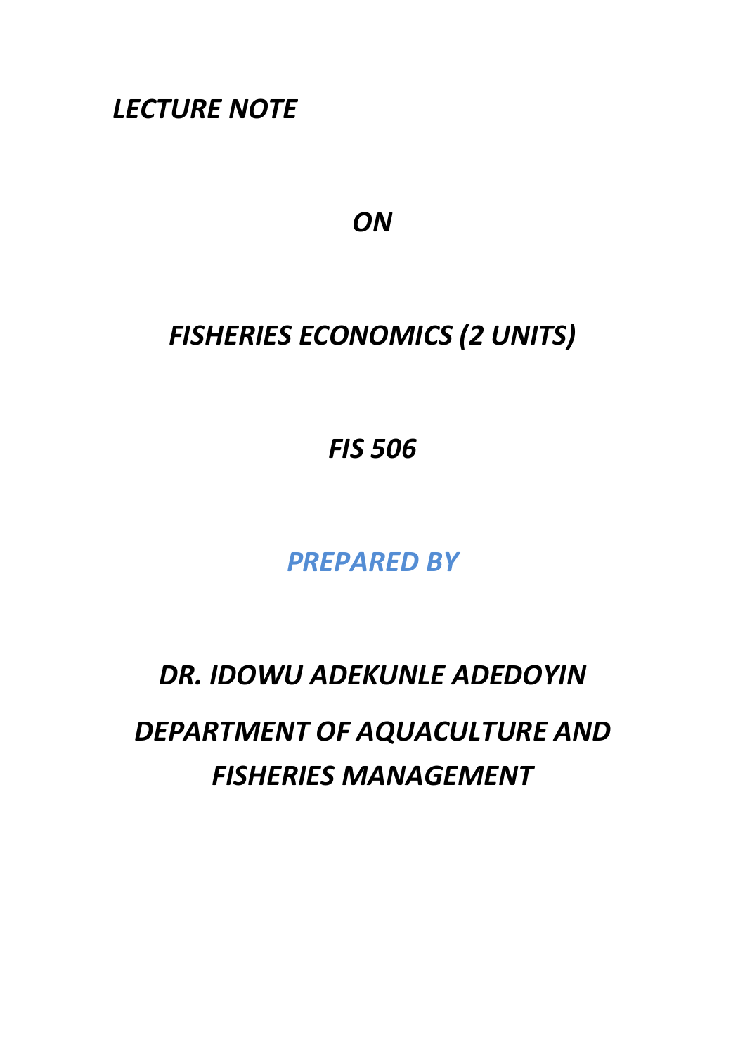***LECTURE NOTE***

***ON***

***FISHERIES ECONOMICS (2 UNITS)***

***FIS 506***

***PREPARED BY***

***DR. IDOWU ADEKUNLE ADEDOYIN***

***DEPARTMENT OF AQUACULTURE AND FISHERIES MANAGEMENT***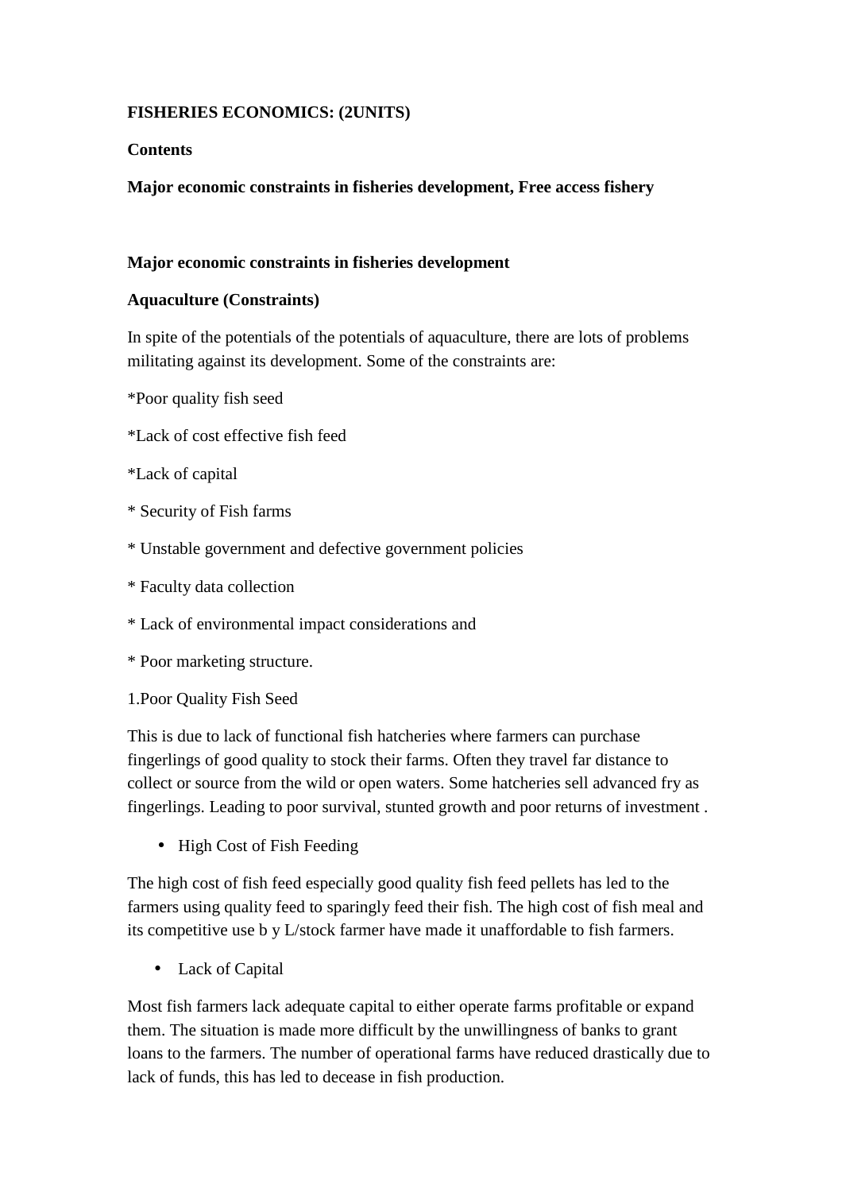**FISHERIES ECONOMICS: (2UNITS)**

**Contents**

**Major economic constraints in fisheries development, Free access fishery**

**Major economic constraints in fisheries development**

**Aquaculture (Constraints)**

In spite of the potentials of the potentials of aquaculture, there are lots of problems militating against its development. Some of the constraints are:

*Poor quality fish seed

*Lack of cost effective fish feed

*Lack of capital

* Security of Fish farms

* Unstable government and defective government policies

* Faculty data collection

* Lack of environmental impact considerations and

* Poor marketing structure.

1.Poor Quality Fish Seed

This is due to lack of functional fish hatcheries where farmers can purchase fingerlings of good quality to stock their farms. Often they travel far distance to collect or source from the wild or open waters. Some hatcheries sell advanced fry as fingerlings. Leading to poor survival, stunted growth and poor returns of investment .

- High Cost of Fish Feeding

The high cost of fish feed especially good quality fish feed pellets has led to the farmers using quality feed to sparingly feed their fish. The high cost of fish meal and its competitive use b y L/stock farmer have made it unaffordable to fish farmers.

- Lack of Capital

Most fish farmers lack adequate capital to either operate farms profitable or expand them. The situation is made more difficult by the unwillingness of banks to grant loans to the farmers. The number of operational farms have reduced drastically due to lack of funds, this has led to decease in fish production.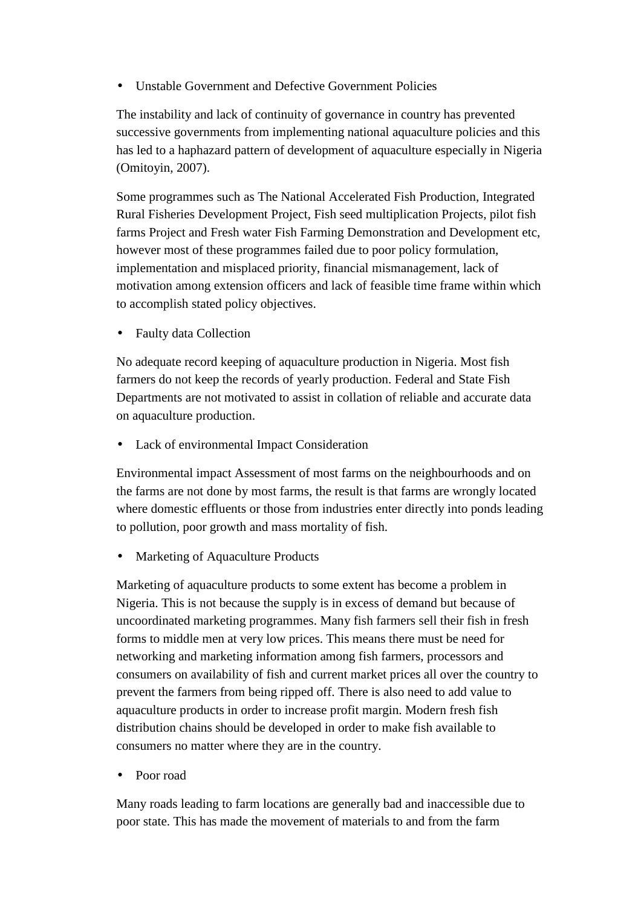- Unstable Government and Defective Government Policies

The instability and lack of continuity of governance in country has prevented successive governments from implementing national aquaculture policies and this has led to a haphazard pattern of development of aquaculture especially in Nigeria (Omitoyin, 2007).

Some programmes such as The National Accelerated Fish Production, Integrated Rural Fisheries Development Project, Fish seed multiplication Projects, pilot fish farms Project and Fresh water Fish Farming Demonstration and Development etc, however most of these programmes failed due to poor policy formulation, implementation and misplaced priority, financial mismanagement, lack of motivation among extension officers and lack of feasible time frame within which to accomplish stated policy objectives.

- Faulty data Collection

No adequate record keeping of aquaculture production in Nigeria. Most fish farmers do not keep the records of yearly production. Federal and State Fish Departments are not motivated to assist in collation of reliable and accurate data on aquaculture production.

- Lack of environmental Impact Consideration

Environmental impact Assessment of most farms on the neighbourhoods and on the farms are not done by most farms, the result is that farms are wrongly located where domestic effluents or those from industries enter directly into ponds leading to pollution, poor growth and mass mortality of fish.

- Marketing of Aquaculture Products

Marketing of aquaculture products to some extent has become a problem in Nigeria. This is not because the supply is in excess of demand but because of uncoordinated marketing programmes. Many fish farmers sell their fish in fresh forms to middle men at very low prices. This means there must be need for networking and marketing information among fish farmers, processors and consumers on availability of fish and current market prices all over the country to prevent the farmers from being ripped off. There is also need to add value to aquaculture products in order to increase profit margin. Modern fresh fish distribution chains should be developed in order to make fish available to consumers no matter where they are in the country.

- Poor road

Many roads leading to farm locations are generally bad and inaccessible due to poor state. This has made the movement of materials to and from the farm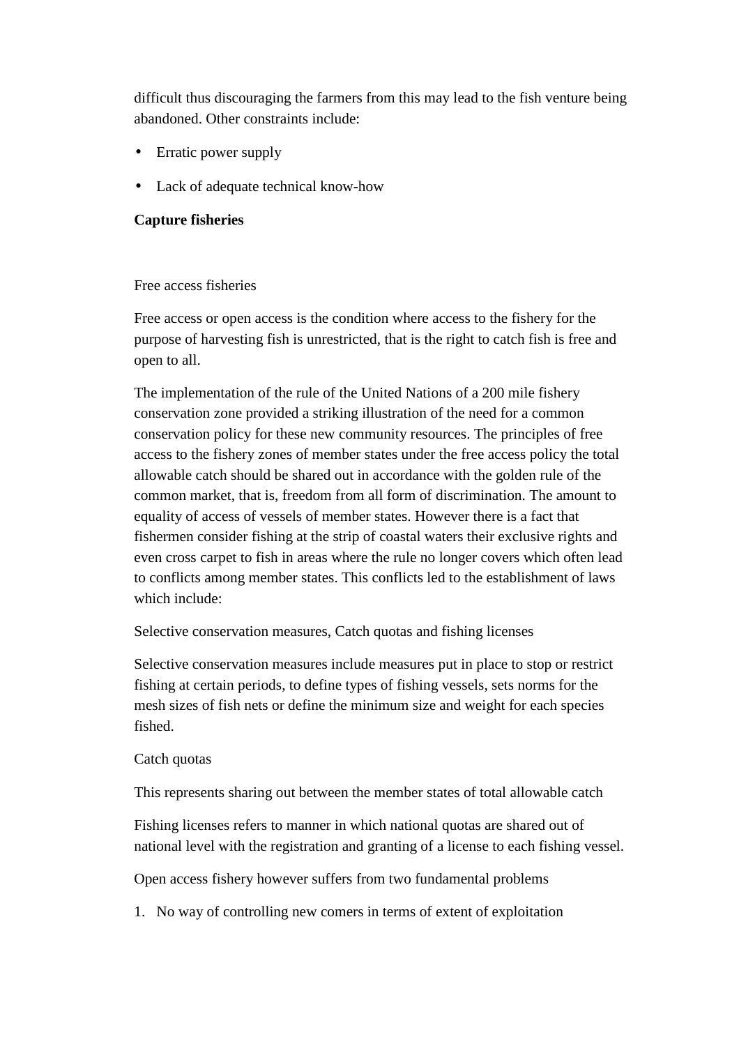difficult thus discouraging the farmers from this may lead to the fish venture being abandoned. Other constraints include:

- Erratic power supply
- Lack of adequate technical know-how

**Capture fisheries**

Free access fisheries

Free access or open access is the condition where access to the fishery for the purpose of harvesting fish is unrestricted, that is the right to catch fish is free and open to all.

The implementation of the rule of the United Nations of a 200 mile fishery conservation zone provided a striking illustration of the need for a common conservation policy for these new community resources. The principles of free access to the fishery zones of member states under the free access policy the total allowable catch should be shared out in accordance with the golden rule of the common market, that is, freedom from all form of discrimination. The amount to equality of access of vessels of member states. However there is a fact that fishermen consider fishing at the strip of coastal waters their exclusive rights and even cross carpet to fish in areas where the rule no longer covers which often lead to conflicts among member states. This conflicts led to the establishment of laws which include:

Selective conservation measures, Catch quotas and fishing licenses

Selective conservation measures include measures put in place to stop or restrict fishing at certain periods, to define types of fishing vessels, sets norms for the mesh sizes of fish nets or define the minimum size and weight for each species fished.

Catch quotas

This represents sharing out between the member states of total allowable catch

Fishing licenses refers to manner in which national quotas are shared out of national level with the registration and granting of a license to each fishing vessel.

Open access fishery however suffers from two fundamental problems

1. No way of controlling new comers in terms of extent of exploitation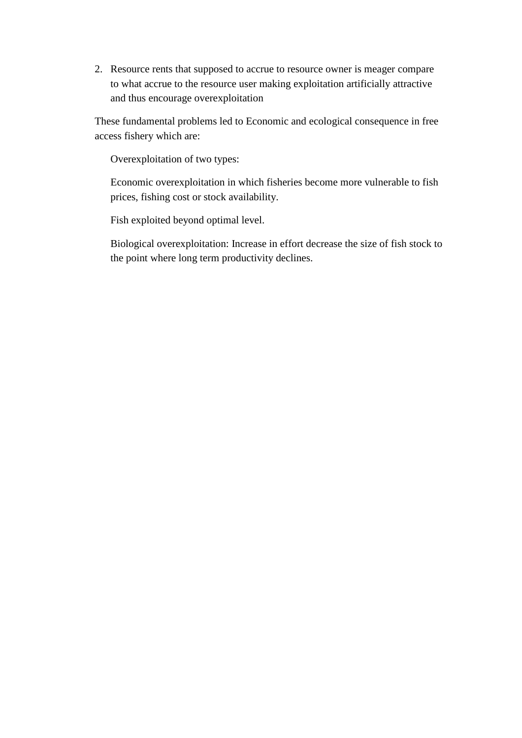2. Resource rents that supposed to accrue to resource owner is meager compare to what accrue to the resource user making exploitation artificially attractive and thus encourage overexploitation

These fundamental problems led to Economic and ecological consequence in free access fishery which are:

Overexploitation of two types:

Economic overexploitation in which fisheries become more vulnerable to fish prices, fishing cost or stock availability.

Fish exploited beyond optimal level.

Biological overexploitation: Increase in effort decrease the size of fish stock to the point where long term productivity declines.